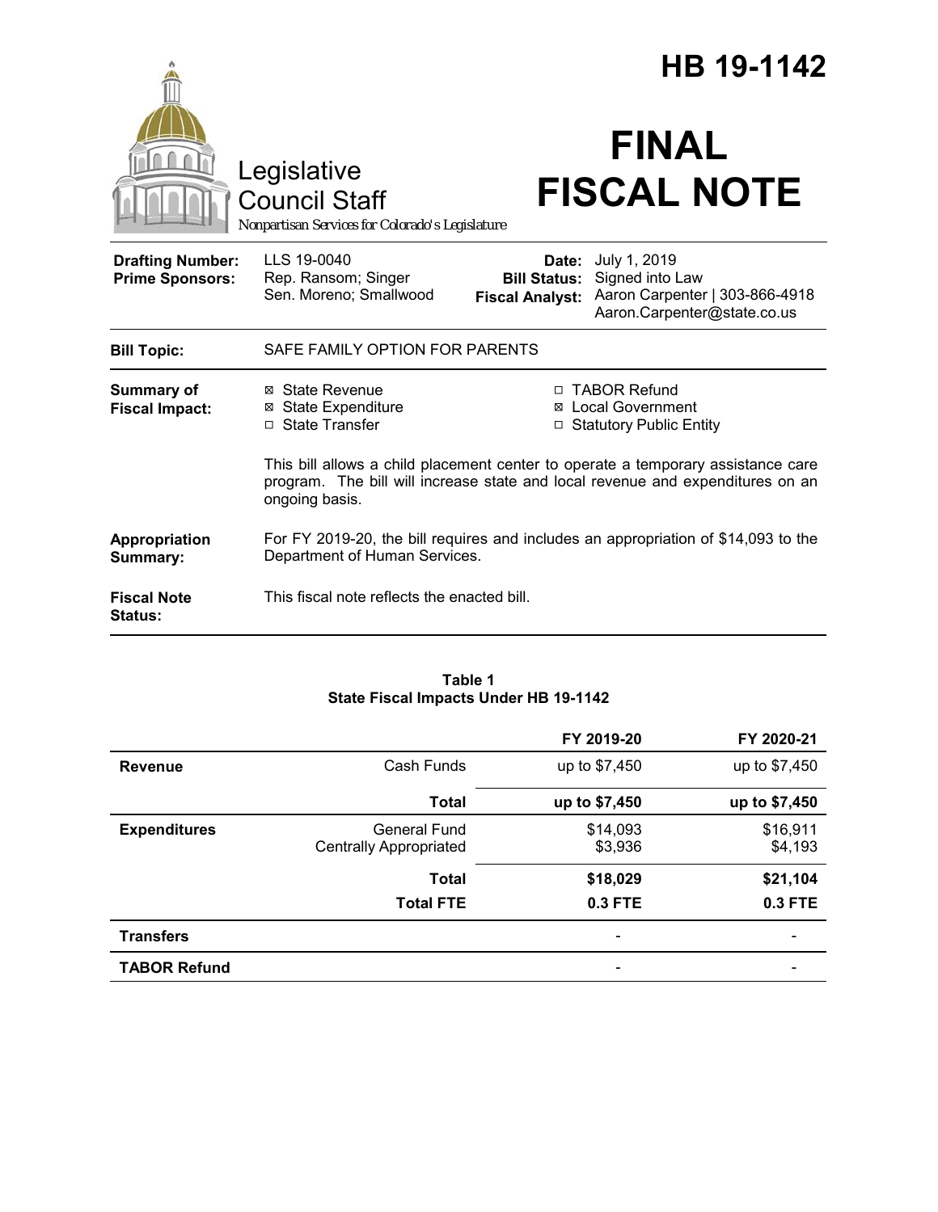# HB 19-1142

Legislative Council Staff

*Nonpartisan Services for Colorado's Legislature*

# FINAL FISCAL NOTE

| | | | |
|---|---|---|---|
| **Drafting Number:** | LLS 19-0040 | **Date:** | July 1, 2019 |
| **Prime Sponsors:** | Rep. Ransom; Singer<br>Sen. Moreno; Smallwood | **Bill Status:** | Signed into Law |
| | | **Fiscal Analyst:** | Aaron Carpenter \| 303-866-4918<br>Aaron.Carpenter@state.co.us |

| | |
|---|---|
| **Bill Topic:** | SAFE FAMILY OPTION FOR PARENTS |
| **Summary of Fiscal Impact:** | ☒ State Revenue ☒ State Expenditure ☐ State Transfer ☐ TABOR Refund ☒ Local Government ☐ Statutory Public Entity<br><br>This bill allows a child placement center to operate a temporary assistance care program. The bill will increase state and local revenue and expenditures on an ongoing basis. |
| **Appropriation Summary:** | For FY 2019-20, the bill requires and includes an appropriation of $14,093 to the Department of Human Services. |
| **Fiscal Note Status:** | This fiscal note reflects the enacted bill. |

**Table 1**
**State Fiscal Impacts Under HB 19-1142**

| | | FY 2019-20 | FY 2020-21 |
|---|---|---|---|
| **Revenue** | Cash Funds | up to $7,450 | up to $7,450 |
| | **Total** | **up to $7,450** | **up to $7,450** |
| **Expenditures** | General Fund | $14,093 | $16,911 |
| | Centrally Appropriated | $3,936 | $4,193 |
| | **Total** | **$18,029** | **$21,104** |
| | **Total FTE** | **0.3 FTE** | **0.3 FTE** |
| **Transfers** | | - | - |
| **TABOR Refund** | | - | - |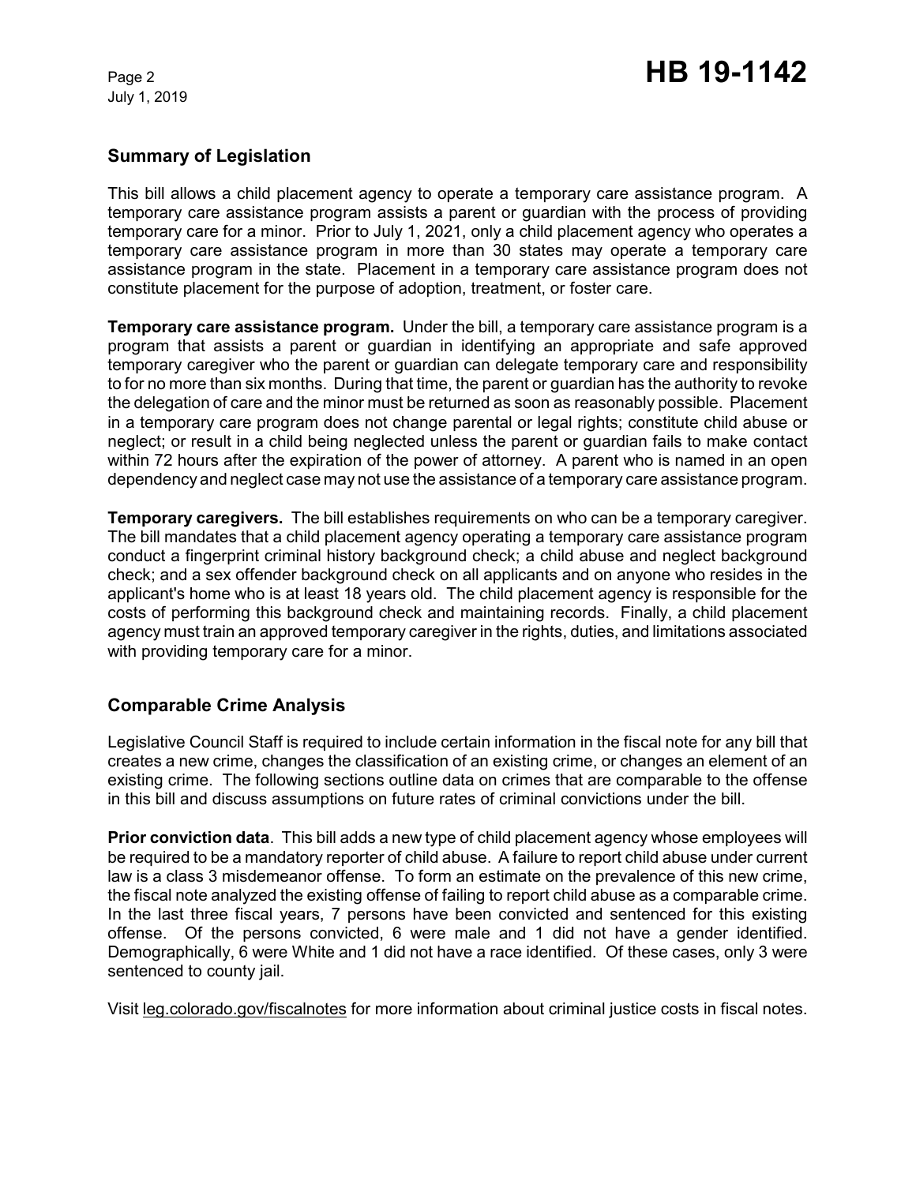## Summary of Legislation

This bill allows a child placement agency to operate a temporary care assistance program. A temporary care assistance program assists a parent or guardian with the process of providing temporary care for a minor. Prior to July 1, 2021, only a child placement agency who operates a temporary care assistance program in more than 30 states may operate a temporary care assistance program in the state. Placement in a temporary care assistance program does not constitute placement for the purpose of adoption, treatment, or foster care.

**Temporary care assistance program.** Under the bill, a temporary care assistance program is a program that assists a parent or guardian in identifying an appropriate and safe approved temporary caregiver who the parent or guardian can delegate temporary care and responsibility to for no more than six months. During that time, the parent or guardian has the authority to revoke the delegation of care and the minor must be returned as soon as reasonably possible. Placement in a temporary care program does not change parental or legal rights; constitute child abuse or neglect; or result in a child being neglected unless the parent or guardian fails to make contact within 72 hours after the expiration of the power of attorney. A parent who is named in an open dependency and neglect case may not use the assistance of a temporary care assistance program.

**Temporary caregivers.** The bill establishes requirements on who can be a temporary caregiver. The bill mandates that a child placement agency operating a temporary care assistance program conduct a fingerprint criminal history background check; a child abuse and neglect background check; and a sex offender background check on all applicants and on anyone who resides in the applicant's home who is at least 18 years old. The child placement agency is responsible for the costs of performing this background check and maintaining records. Finally, a child placement agency must train an approved temporary caregiver in the rights, duties, and limitations associated with providing temporary care for a minor.

## Comparable Crime Analysis

Legislative Council Staff is required to include certain information in the fiscal note for any bill that creates a new crime, changes the classification of an existing crime, or changes an element of an existing crime. The following sections outline data on crimes that are comparable to the offense in this bill and discuss assumptions on future rates of criminal convictions under the bill.

**Prior conviction data**. This bill adds a new type of child placement agency whose employees will be required to be a mandatory reporter of child abuse. A failure to report child abuse under current law is a class 3 misdemeanor offense. To form an estimate on the prevalence of this new crime, the fiscal note analyzed the existing offense of failing to report child abuse as a comparable crime. In the last three fiscal years, 7 persons have been convicted and sentenced for this existing offense. Of the persons convicted, 6 were male and 1 did not have a gender identified. Demographically, 6 were White and 1 did not have a race identified. Of these cases, only 3 were sentenced to county jail.

Visit leg.colorado.gov/fiscalnotes for more information about criminal justice costs in fiscal notes.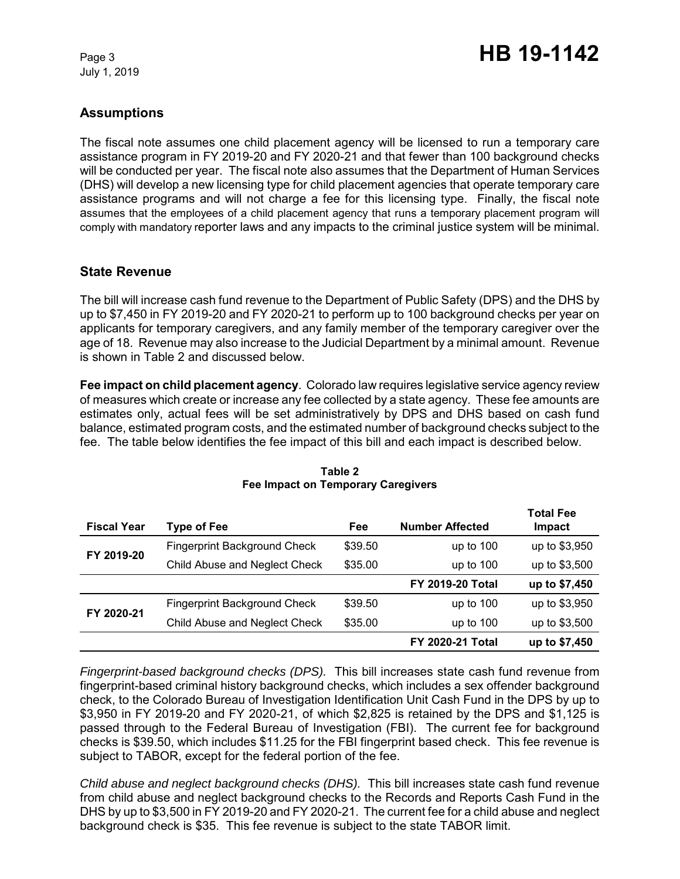## Assumptions

The fiscal note assumes one child placement agency will be licensed to run a temporary care assistance program in FY 2019-20 and FY 2020-21 and that fewer than 100 background checks will be conducted per year. The fiscal note also assumes that the Department of Human Services (DHS) will develop a new licensing type for child placement agencies that operate temporary care assistance programs and will not charge a fee for this licensing type. Finally, the fiscal note assumes that the employees of a child placement agency that runs a temporary placement program will comply with mandatory reporter laws and any impacts to the criminal justice system will be minimal.

## State Revenue

The bill will increase cash fund revenue to the Department of Public Safety (DPS) and the DHS by up to $7,450 in FY 2019-20 and FY 2020-21 to perform up to 100 background checks per year on applicants for temporary caregivers, and any family member of the temporary caregiver over the age of 18. Revenue may also increase to the Judicial Department by a minimal amount. Revenue is shown in Table 2 and discussed below.

**Fee impact on child placement agency**. Colorado law requires legislative service agency review of measures which create or increase any fee collected by a state agency. These fee amounts are estimates only, actual fees will be set administratively by DPS and DHS based on cash fund balance, estimated program costs, and the estimated number of background checks subject to the fee. The table below identifies the fee impact of this bill and each impact is described below.

**Table 2**
**Fee Impact on Temporary Caregivers**

| Fiscal Year | Type of Fee | Fee | Number Affected | Total Fee Impact |
|---|---|---|---|---|
| FY 2019-20 | Fingerprint Background Check | $39.50 | up to 100 | up to $3,950 |
| | Child Abuse and Neglect Check | $35.00 | up to 100 | up to $3,500 |
| | | | **FY 2019-20 Total** | **up to $7,450** |
| FY 2020-21 | Fingerprint Background Check | $39.50 | up to 100 | up to $3,950 |
| | Child Abuse and Neglect Check | $35.00 | up to 100 | up to $3,500 |
| | | | **FY 2020-21 Total** | **up to $7,450** |

*Fingerprint-based background checks (DPS).* This bill increases state cash fund revenue from fingerprint-based criminal history background checks, which includes a sex offender background check, to the Colorado Bureau of Investigation Identification Unit Cash Fund in the DPS by up to $3,950 in FY 2019-20 and FY 2020-21, of which $2,825 is retained by the DPS and $1,125 is passed through to the Federal Bureau of Investigation (FBI). The current fee for background checks is $39.50, which includes $11.25 for the FBI fingerprint based check. This fee revenue is subject to TABOR, except for the federal portion of the fee.

*Child abuse and neglect background checks (DHS).* This bill increases state cash fund revenue from child abuse and neglect background checks to the Records and Reports Cash Fund in the DHS by up to $3,500 in FY 2019-20 and FY 2020-21. The current fee for a child abuse and neglect background check is $35. This fee revenue is subject to the state TABOR limit.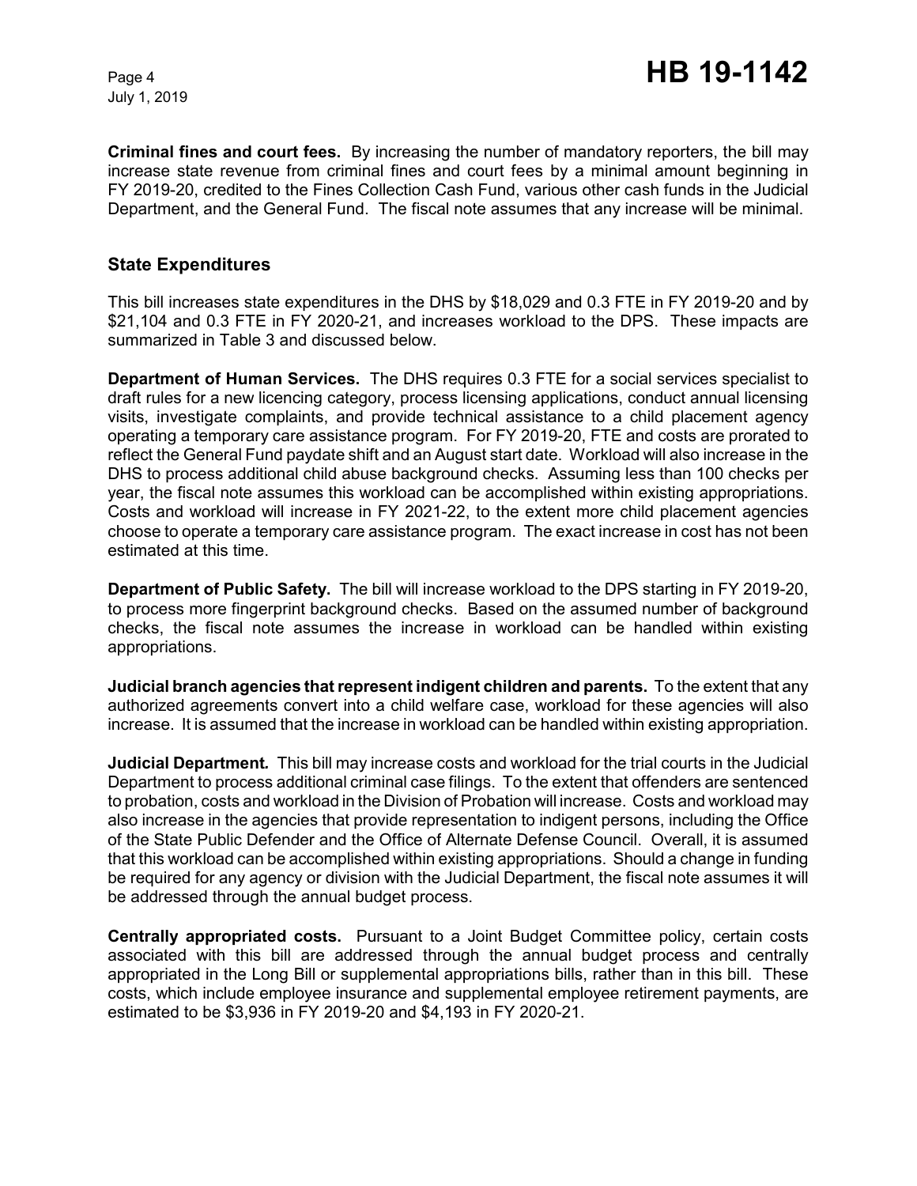**Criminal fines and court fees.** By increasing the number of mandatory reporters, the bill may increase state revenue from criminal fines and court fees by a minimal amount beginning in FY 2019-20, credited to the Fines Collection Cash Fund, various other cash funds in the Judicial Department, and the General Fund. The fiscal note assumes that any increase will be minimal.

## State Expenditures

This bill increases state expenditures in the DHS by $18,029 and 0.3 FTE in FY 2019-20 and by $21,104 and 0.3 FTE in FY 2020-21, and increases workload to the DPS. These impacts are summarized in Table 3 and discussed below.

**Department of Human Services.** The DHS requires 0.3 FTE for a social services specialist to draft rules for a new licencing category, process licensing applications, conduct annual licensing visits, investigate complaints, and provide technical assistance to a child placement agency operating a temporary care assistance program. For FY 2019-20, FTE and costs are prorated to reflect the General Fund paydate shift and an August start date. Workload will also increase in the DHS to process additional child abuse background checks. Assuming less than 100 checks per year, the fiscal note assumes this workload can be accomplished within existing appropriations. Costs and workload will increase in FY 2021-22, to the extent more child placement agencies choose to operate a temporary care assistance program. The exact increase in cost has not been estimated at this time.

**Department of Public Safety.** The bill will increase workload to the DPS starting in FY 2019-20, to process more fingerprint background checks. Based on the assumed number of background checks, the fiscal note assumes the increase in workload can be handled within existing appropriations.

**Judicial branch agencies that represent indigent children and parents.** To the extent that any authorized agreements convert into a child welfare case, workload for these agencies will also increase. It is assumed that the increase in workload can be handled within existing appropriation.

**Judicial Department.** This bill may increase costs and workload for the trial courts in the Judicial Department to process additional criminal case filings. To the extent that offenders are sentenced to probation, costs and workload in the Division of Probation will increase. Costs and workload may also increase in the agencies that provide representation to indigent persons, including the Office of the State Public Defender and the Office of Alternate Defense Council. Overall, it is assumed that this workload can be accomplished within existing appropriations. Should a change in funding be required for any agency or division with the Judicial Department, the fiscal note assumes it will be addressed through the annual budget process.

**Centrally appropriated costs.** Pursuant to a Joint Budget Committee policy, certain costs associated with this bill are addressed through the annual budget process and centrally appropriated in the Long Bill or supplemental appropriations bills, rather than in this bill. These costs, which include employee insurance and supplemental employee retirement payments, are estimated to be $3,936 in FY 2019-20 and $4,193 in FY 2020-21.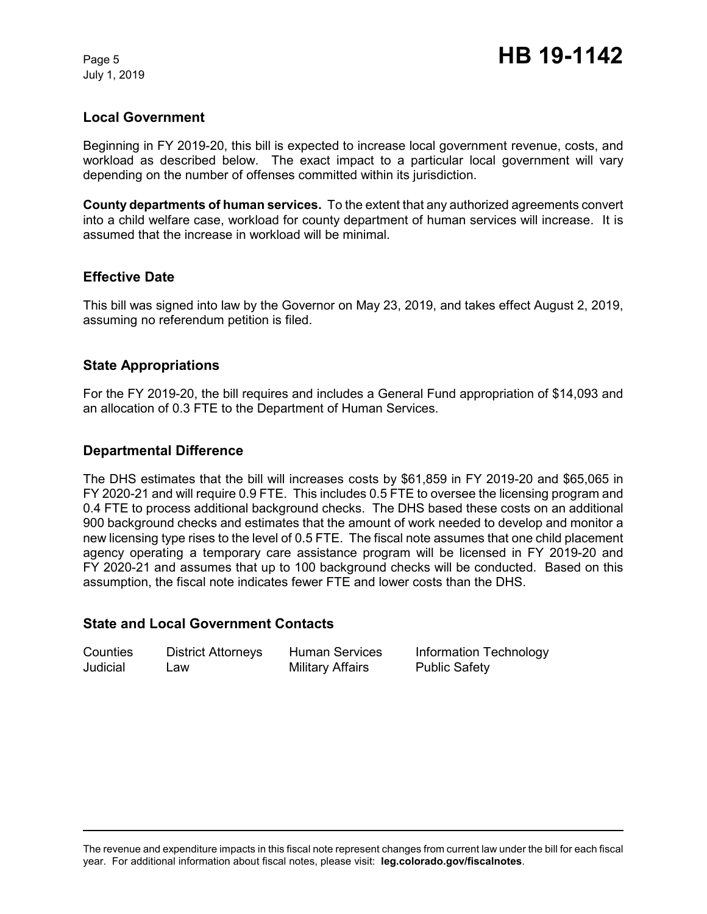## Local Government

Beginning in FY 2019-20, this bill is expected to increase local government revenue, costs, and workload as described below. The exact impact to a particular local government will vary depending on the number of offenses committed within its jurisdiction.

**County departments of human services.** To the extent that any authorized agreements convert into a child welfare case, workload for county department of human services will increase. It is assumed that the increase in workload will be minimal.

## Effective Date

This bill was signed into law by the Governor on May 23, 2019, and takes effect August 2, 2019, assuming no referendum petition is filed.

## State Appropriations

For the FY 2019-20, the bill requires and includes a General Fund appropriation of $14,093 and an allocation of 0.3 FTE to the Department of Human Services.

## Departmental Difference

The DHS estimates that the bill will increases costs by $61,859 in FY 2019-20 and $65,065 in FY 2020-21 and will require 0.9 FTE. This includes 0.5 FTE to oversee the licensing program and 0.4 FTE to process additional background checks. The DHS based these costs on an additional 900 background checks and estimates that the amount of work needed to develop and monitor a new licensing type rises to the level of 0.5 FTE. The fiscal note assumes that one child placement agency operating a temporary care assistance program will be licensed in FY 2019-20 and FY 2020-21 and assumes that up to 100 background checks will be conducted. Based on this assumption, the fiscal note indicates fewer FTE and lower costs than the DHS.

## State and Local Government Contacts

| | | | |
|---|---|---|---|
| Counties | District Attorneys | Human Services | Information Technology |
| Judicial | Law | Military Affairs | Public Safety |

The revenue and expenditure impacts in this fiscal note represent changes from current law under the bill for each fiscal year. For additional information about fiscal notes, please visit: **leg.colorado.gov/fiscalnotes**.